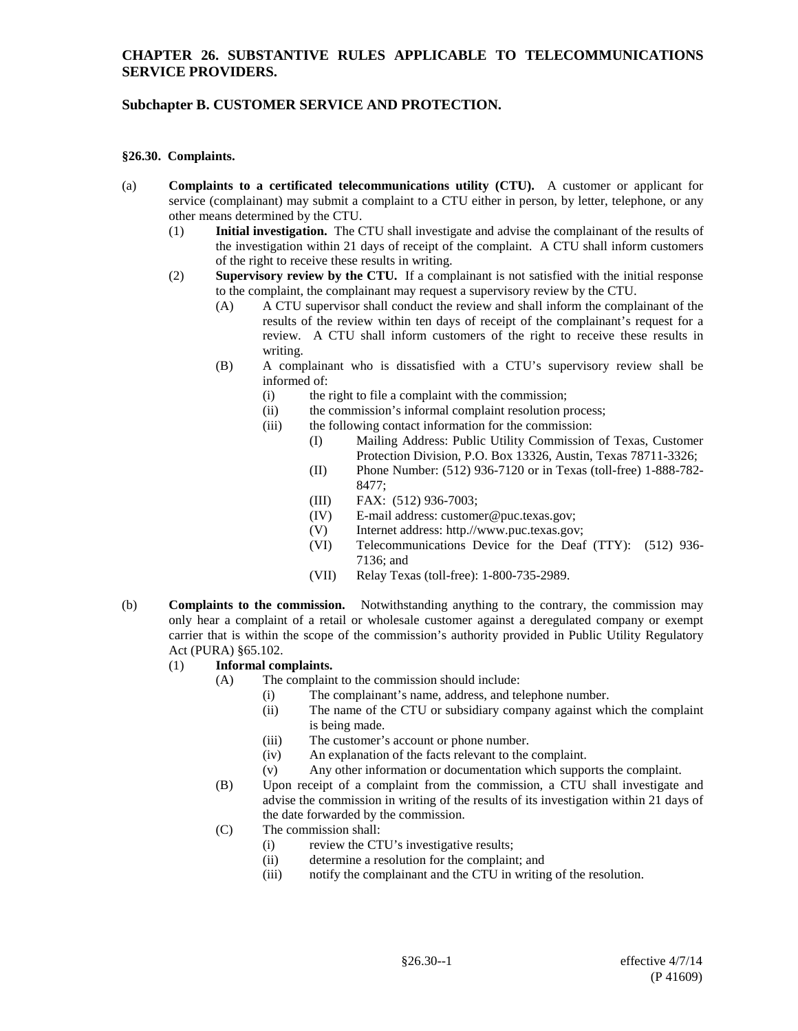# CHAPTER 26. SUBSTANTIVE RULES APPLICABLE TO TELECOMMUNICATIONS SERVICE PROVIDERS.

## Subchapter B. CUSTOMER SERVICE AND PROTECTION.

### §26.30. Complaints.

(a) **Complaints to a certificated telecommunications utility (CTU).** A customer or applicant for service (complainant) may submit a complaint to a CTU either in person, by letter, telephone, or any other means determined by the CTU.

(1) **Initial investigation.** The CTU shall investigate and advise the complainant of the results of the investigation within 21 days of receipt of the complaint. A CTU shall inform customers of the right to receive these results in writing.

(2) **Supervisory review by the CTU.** If a complainant is not satisfied with the initial response to the complaint, the complainant may request a supervisory review by the CTU.

(A) A CTU supervisor shall conduct the review and shall inform the complainant of the results of the review within ten days of receipt of the complainant's request for a review. A CTU shall inform customers of the right to receive these results in writing.

(B) A complainant who is dissatisfied with a CTU's supervisory review shall be informed of:

(i) the right to file a complaint with the commission;

(ii) the commission's informal complaint resolution process;

(iii) the following contact information for the commission:

(I) Mailing Address: Public Utility Commission of Texas, Customer Protection Division, P.O. Box 13326, Austin, Texas 78711-3326;

(II) Phone Number: (512) 936-7120 or in Texas (toll-free) 1-888-782-8477;

(III) FAX: (512) 936-7003;

(IV) E-mail address: customer@puc.texas.gov;

(V) Internet address: http.//www.puc.texas.gov;

(VI) Telecommunications Device for the Deaf (TTY): (512) 936-7136; and

(VII) Relay Texas (toll-free): 1-800-735-2989.

(b) **Complaints to the commission.** Notwithstanding anything to the contrary, the commission may only hear a complaint of a retail or wholesale customer against a deregulated company or exempt carrier that is within the scope of the commission's authority provided in Public Utility Regulatory Act (PURA) §65.102.

(1) **Informal complaints.**

(A) The complaint to the commission should include:

(i) The complainant's name, address, and telephone number.

(ii) The name of the CTU or subsidiary company against which the complaint is being made.

(iii) The customer's account or phone number.

(iv) An explanation of the facts relevant to the complaint.

(v) Any other information or documentation which supports the complaint.

(B) Upon receipt of a complaint from the commission, a CTU shall investigate and advise the commission in writing of the results of its investigation within 21 days of the date forwarded by the commission.

(C) The commission shall:

(i) review the CTU's investigative results;

(ii) determine a resolution for the complaint; and

(iii) notify the complainant and the CTU in writing of the resolution.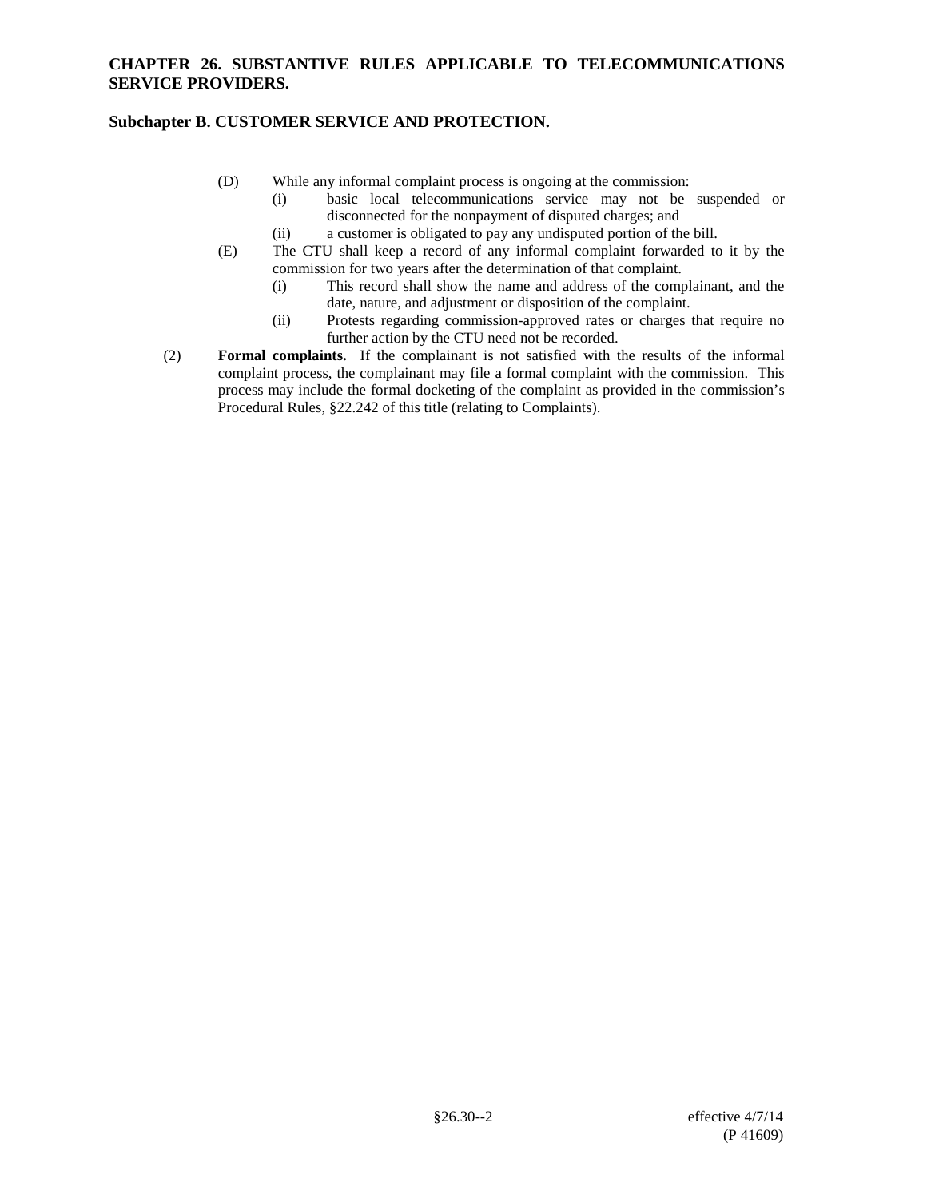(D) While any informal complaint process is ongoing at the commission:

  (i) basic local telecommunications service may not be suspended or disconnected for the nonpayment of disputed charges; and

  (ii) a customer is obligated to pay any undisputed portion of the bill.

(E) The CTU shall keep a record of any informal complaint forwarded to it by the commission for two years after the determination of that complaint.

  (i) This record shall show the name and address of the complainant, and the date, nature, and adjustment or disposition of the complaint.

  (ii) Protests regarding commission-approved rates or charges that require no further action by the CTU need not be recorded.

(2) **Formal complaints.** If the complainant is not satisfied with the results of the informal complaint process, the complainant may file a formal complaint with the commission. This process may include the formal docketing of the complaint as provided in the commission's Procedural Rules, §22.242 of this title (relating to Complaints).